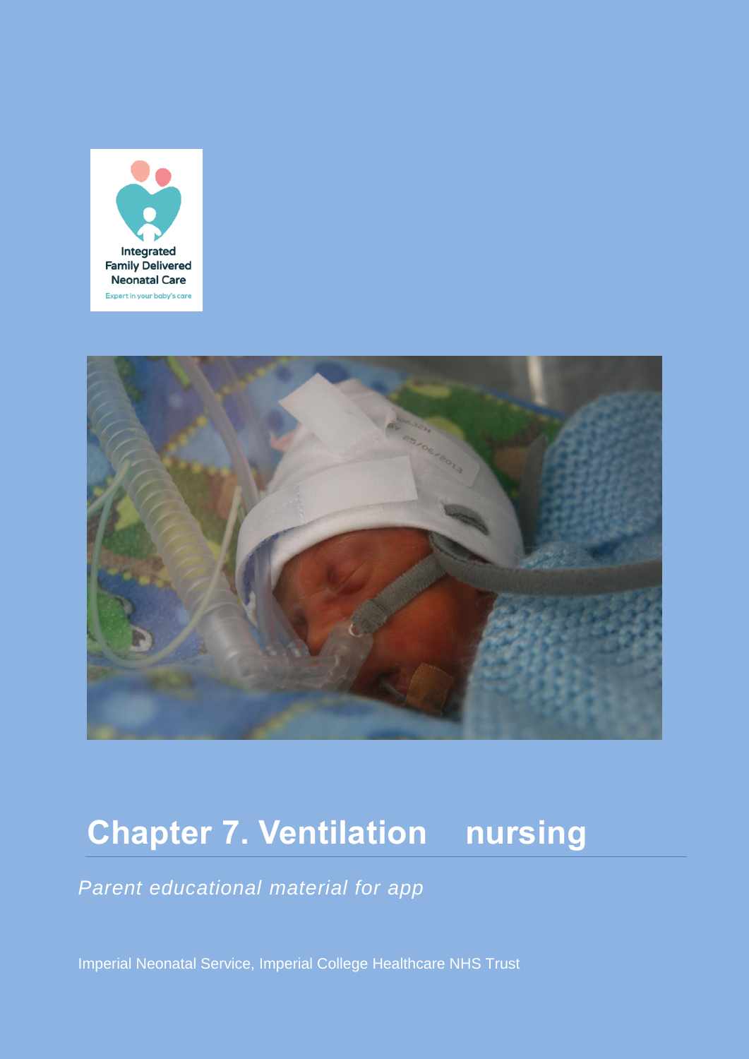Integrated Family Delivered Neonatal Care

Expert in your baby's care

# Chapter 7. Ventilation nursing

*Parent educational material for app*

Imperial Neonatal Service, Imperial College Healthcare NHS Trust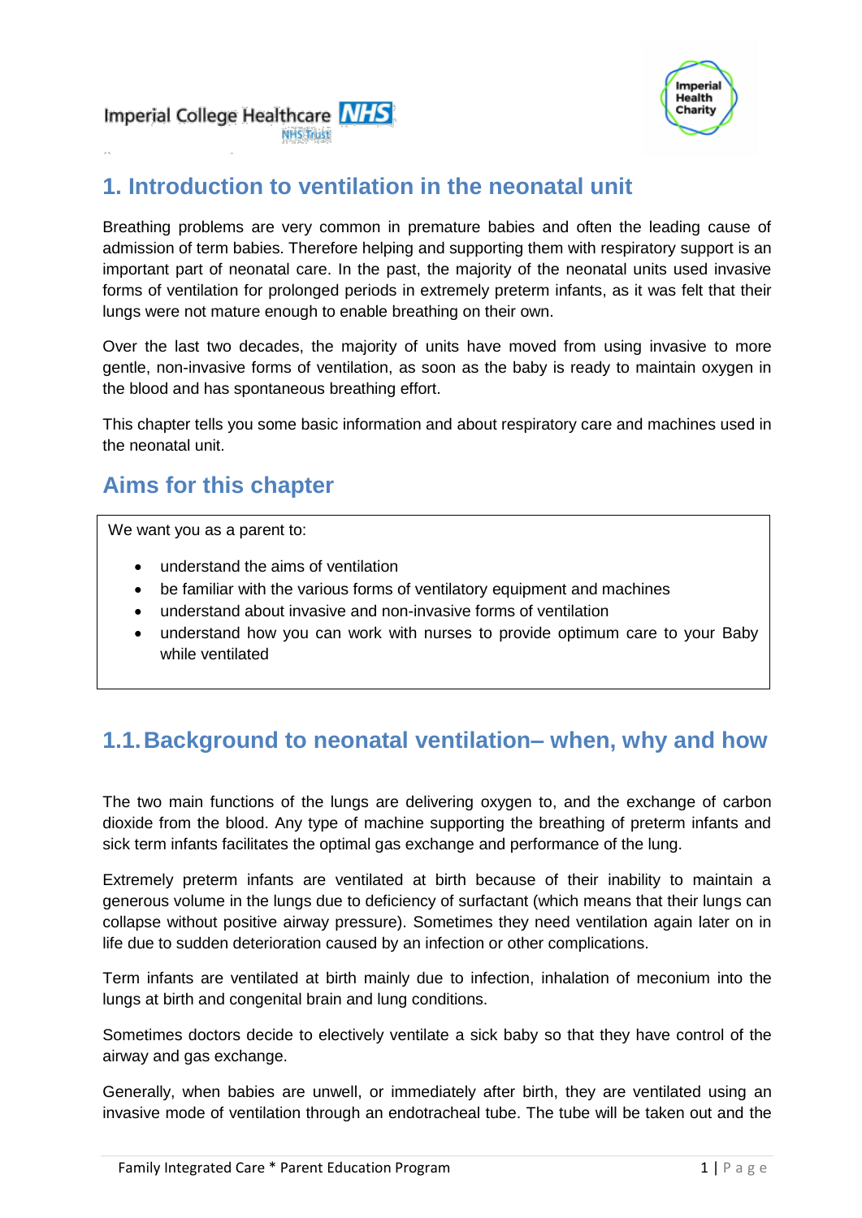# 1. Introduction to ventilation in the neonatal unit

Breathing problems are very common in premature babies and often the leading cause of admission of term babies. Therefore helping and supporting them with respiratory support is an important part of neonatal care. In the past, the majority of the neonatal units used invasive forms of ventilation for prolonged periods in extremely preterm infants, as it was felt that their lungs were not mature enough to enable breathing on their own.

Over the last two decades, the majority of units have moved from using invasive to more gentle, non-invasive forms of ventilation, as soon as the baby is ready to maintain oxygen in the blood and has spontaneous breathing effort.

This chapter tells you some basic information and about respiratory care and machines used in the neonatal unit.

## Aims for this chapter

We want you as a parent to:

- understand the aims of ventilation
- be familiar with the various forms of ventilatory equipment and machines
- understand about invasive and non-invasive forms of ventilation
- understand how you can work with nurses to provide optimum care to your Baby while ventilated

## 1.1. Background to neonatal ventilation– when, why and how

The two main functions of the lungs are delivering oxygen to, and the exchange of carbon dioxide from the blood. Any type of machine supporting the breathing of preterm infants and sick term infants facilitates the optimal gas exchange and performance of the lung.

Extremely preterm infants are ventilated at birth because of their inability to maintain a generous volume in the lungs due to deficiency of surfactant (which means that their lungs can collapse without positive airway pressure). Sometimes they need ventilation again later on in life due to sudden deterioration caused by an infection or other complications.

Term infants are ventilated at birth mainly due to infection, inhalation of meconium into the lungs at birth and congenital brain and lung conditions.

Sometimes doctors decide to electively ventilate a sick baby so that they have control of the airway and gas exchange.

Generally, when babies are unwell, or immediately after birth, they are ventilated using an invasive mode of ventilation through an endotracheal tube. The tube will be taken out and the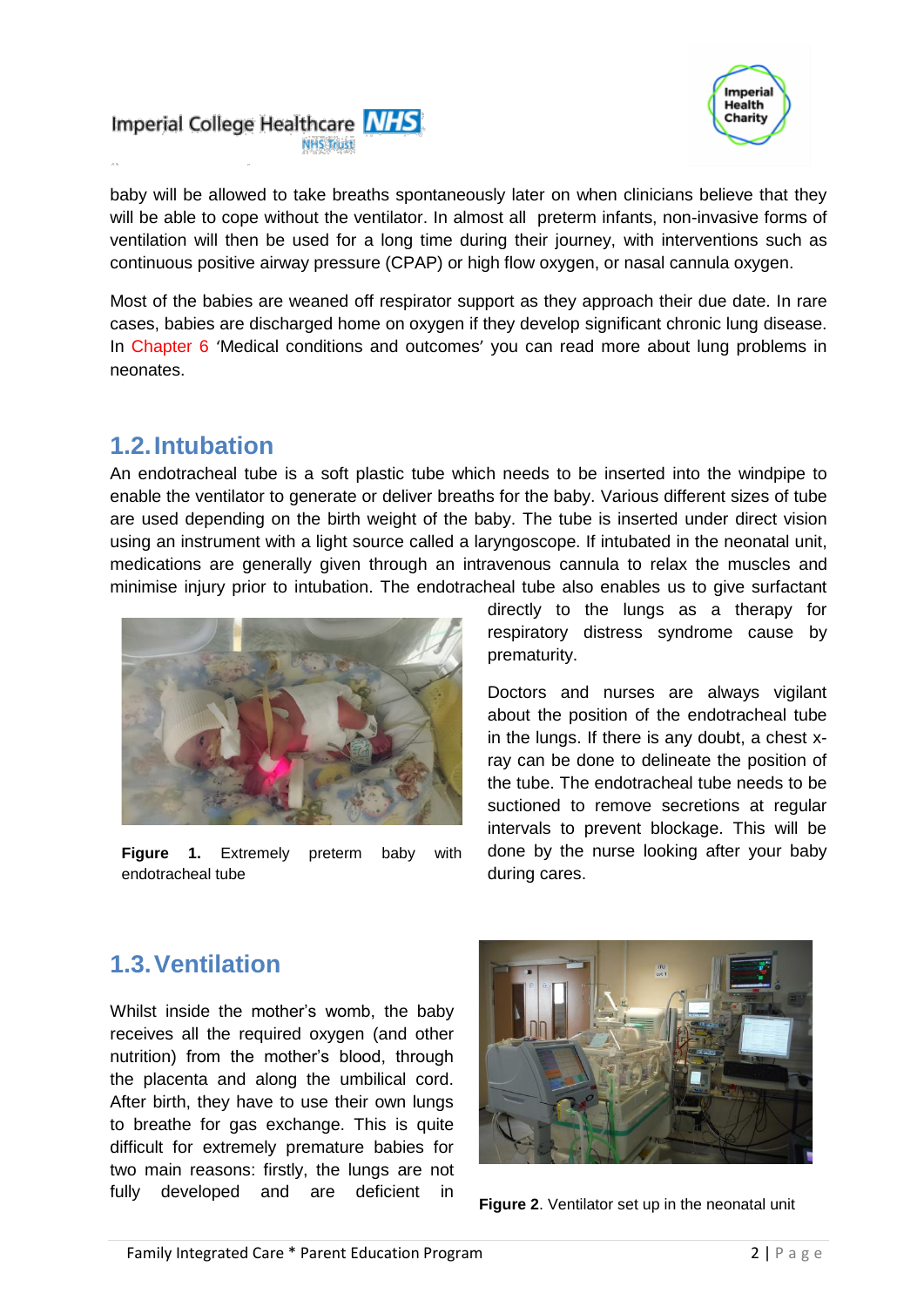baby will be allowed to take breaths spontaneously later on when clinicians believe that they will be able to cope without the ventilator. In almost all preterm infants, non-invasive forms of ventilation will then be used for a long time during their journey, with interventions such as continuous positive airway pressure (CPAP) or high flow oxygen, or nasal cannula oxygen.

Most of the babies are weaned off respirator support as they approach their due date. In rare cases, babies are discharged home on oxygen if they develop significant chronic lung disease. In Chapter 6 'Medical conditions and outcomes' you can read more about lung problems in neonates.

## 1.2. Intubation

An endotracheal tube is a soft plastic tube which needs to be inserted into the windpipe to enable the ventilator to generate or deliver breaths for the baby. Various different sizes of tube are used depending on the birth weight of the baby. The tube is inserted under direct vision using an instrument with a light source called a laryngoscope. If intubated in the neonatal unit, medications are generally given through an intravenous cannula to relax the muscles and minimise injury prior to intubation. The endotracheal tube also enables us to give surfactant directly to the lungs as a therapy for respiratory distress syndrome cause by prematurity.

**Figure 1.** Extremely preterm baby with endotracheal tube

Doctors and nurses are always vigilant about the position of the endotracheal tube in the lungs. If there is any doubt, a chest x-ray can be done to delineate the position of the tube. The endotracheal tube needs to be suctioned to remove secretions at regular intervals to prevent blockage. This will be done by the nurse looking after your baby during cares.

## 1.3. Ventilation

Whilst inside the mother's womb, the baby receives all the required oxygen (and other nutrition) from the mother's blood, through the placenta and along the umbilical cord. After birth, they have to use their own lungs to breathe for gas exchange. This is quite difficult for extremely premature babies for two main reasons: firstly, the lungs are not fully developed and are deficient in

**Figure 2**. Ventilator set up in the neonatal unit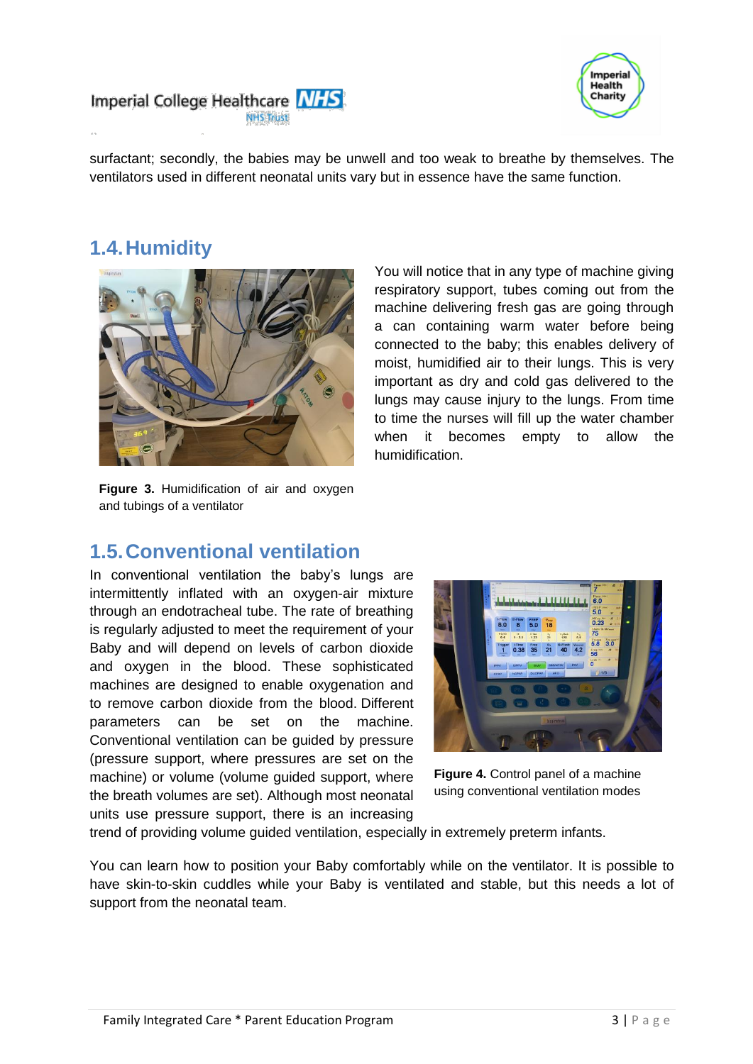surfactant; secondly, the babies may be unwell and too weak to breathe by themselves. The ventilators used in different neonatal units vary but in essence have the same function.

## 1.4. Humidity

You will notice that in any type of machine giving respiratory support, tubes coming out from the machine delivering fresh gas are going through a can containing warm water before being connected to the baby; this enables delivery of moist, humidified air to their lungs. This is very important as dry and cold gas delivered to the lungs may cause injury to the lungs. From time to time the nurses will fill up the water chamber when it becomes empty to allow the humidification.

**Figure 3.** Humidification of air and oxygen and tubings of a ventilator

## 1.5. Conventional ventilation

In conventional ventilation the baby's lungs are intermittently inflated with an oxygen-air mixture through an endotracheal tube. The rate of breathing is regularly adjusted to meet the requirement of your Baby and will depend on levels of carbon dioxide and oxygen in the blood. These sophisticated machines are designed to enable oxygenation and to remove carbon dioxide from the blood. Different parameters can be set on the machine. Conventional ventilation can be guided by pressure (pressure support, where pressures are set on the machine) or volume (volume guided support, where the breath volumes are set). Although most neonatal units use pressure support, there is an increasing trend of providing volume guided ventilation, especially in extremely preterm infants.

**Figure 4.** Control panel of a machine using conventional ventilation modes

You can learn how to position your Baby comfortably while on the ventilator. It is possible to have skin-to-skin cuddles while your Baby is ventilated and stable, but this needs a lot of support from the neonatal team.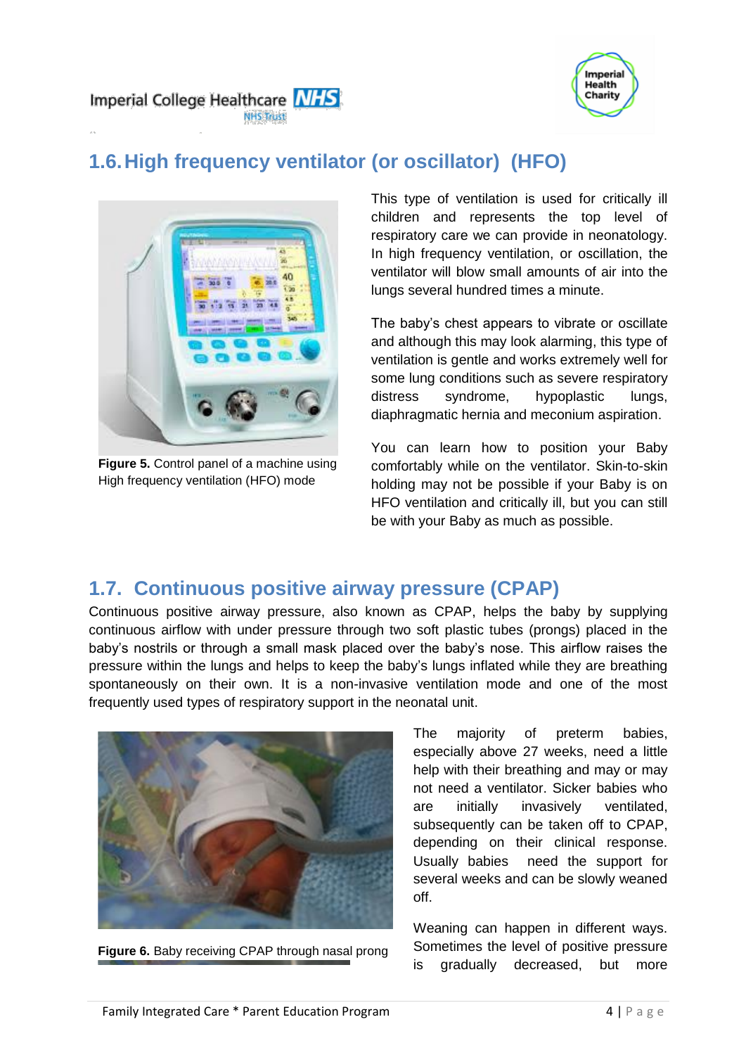## 1.6. High frequency ventilator (or oscillator) (HFO)

**Figure 5.** Control panel of a machine using High frequency ventilation (HFO) mode

This type of ventilation is used for critically ill children and represents the top level of respiratory care we can provide in neonatology. In high frequency ventilation, or oscillation, the ventilator will blow small amounts of air into the lungs several hundred times a minute.

The baby's chest appears to vibrate or oscillate and although this may look alarming, this type of ventilation is gentle and works extremely well for some lung conditions such as severe respiratory distress syndrome, hypoplastic lungs, diaphragmatic hernia and meconium aspiration.

You can learn how to position your Baby comfortably while on the ventilator. Skin-to-skin holding may not be possible if your Baby is on HFO ventilation and critically ill, but you can still be with your Baby as much as possible.

## 1.7. Continuous positive airway pressure (CPAP)

Continuous positive airway pressure, also known as CPAP, helps the baby by supplying continuous airflow with under pressure through two soft plastic tubes (prongs) placed in the baby's nostrils or through a small mask placed over the baby's nose. This airflow raises the pressure within the lungs and helps to keep the baby's lungs inflated while they are breathing spontaneously on their own. It is a non-invasive ventilation mode and one of the most frequently used types of respiratory support in the neonatal unit.

**Figure 6.** Baby receiving CPAP through nasal prong

The majority of preterm babies, especially above 27 weeks, need a little help with their breathing and may or may not need a ventilator. Sicker babies who are initially invasively ventilated, subsequently can be taken off to CPAP, depending on their clinical response. Usually babies need the support for several weeks and can be slowly weaned off.

Weaning can happen in different ways. Sometimes the level of positive pressure is gradually decreased, but more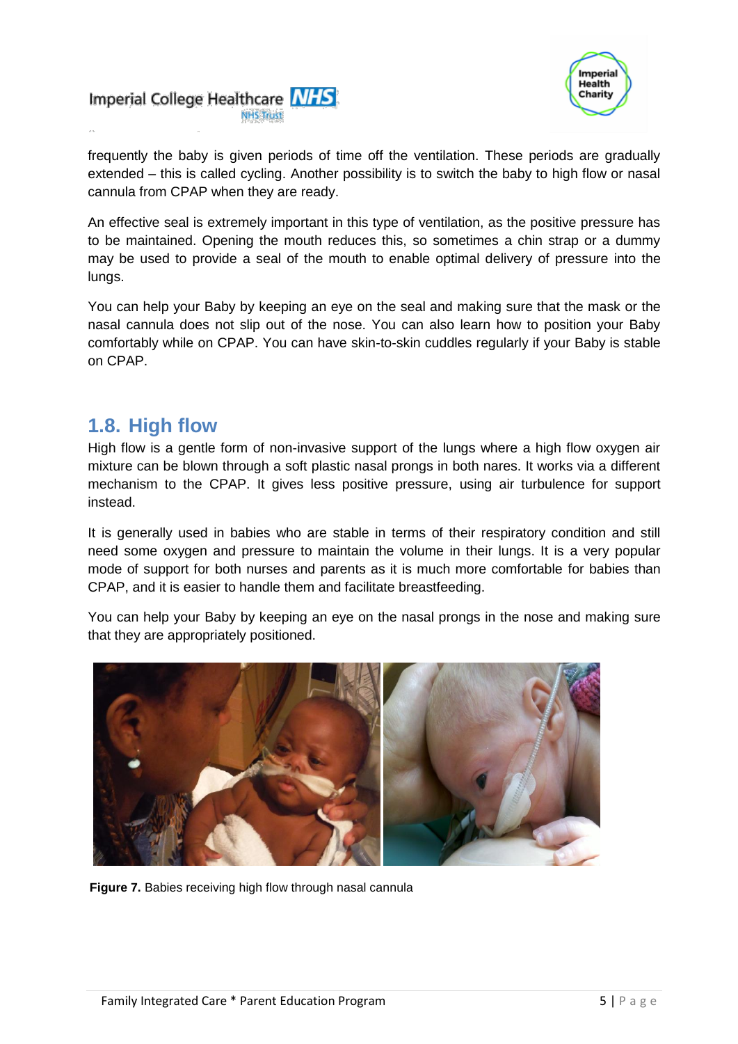frequently the baby is given periods of time off the ventilation. These periods are gradually extended – this is called cycling. Another possibility is to switch the baby to high flow or nasal cannula from CPAP when they are ready.

An effective seal is extremely important in this type of ventilation, as the positive pressure has to be maintained. Opening the mouth reduces this, so sometimes a chin strap or a dummy may be used to provide a seal of the mouth to enable optimal delivery of pressure into the lungs.

You can help your Baby by keeping an eye on the seal and making sure that the mask or the nasal cannula does not slip out of the nose. You can also learn how to position your Baby comfortably while on CPAP. You can have skin-to-skin cuddles regularly if your Baby is stable on CPAP.

## 1.8. High flow

High flow is a gentle form of non-invasive support of the lungs where a high flow oxygen air mixture can be blown through a soft plastic nasal prongs in both nares. It works via a different mechanism to the CPAP. It gives less positive pressure, using air turbulence for support instead.

It is generally used in babies who are stable in terms of their respiratory condition and still need some oxygen and pressure to maintain the volume in their lungs. It is a very popular mode of support for both nurses and parents as it is much more comfortable for babies than CPAP, and it is easier to handle them and facilitate breastfeeding.

You can help your Baby by keeping an eye on the nasal prongs in the nose and making sure that they are appropriately positioned.

**Figure 7.** Babies receiving high flow through nasal cannula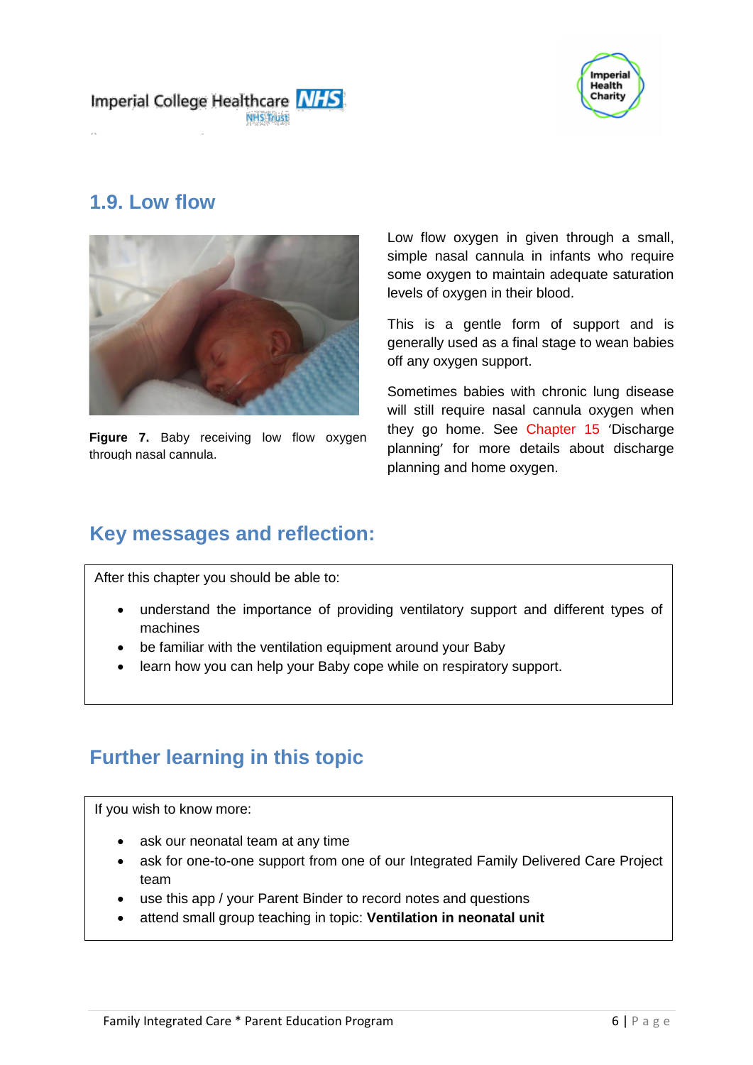## 1.9. Low flow

**Figure 7.** Baby receiving low flow oxygen through nasal cannula.

Low flow oxygen in given through a small, simple nasal cannula in infants who require some oxygen to maintain adequate saturation levels of oxygen in their blood.

This is a gentle form of support and is generally used as a final stage to wean babies off any oxygen support.

Sometimes babies with chronic lung disease will still require nasal cannula oxygen when they go home. See Chapter 15 'Discharge planning' for more details about discharge planning and home oxygen.

## Key messages and reflection:

After this chapter you should be able to:

- understand the importance of providing ventilatory support and different types of machines
- be familiar with the ventilation equipment around your Baby
- learn how you can help your Baby cope while on respiratory support.

## Further learning in this topic

If you wish to know more:

- ask our neonatal team at any time
- ask for one-to-one support from one of our Integrated Family Delivered Care Project team
- use this app / your Parent Binder to record notes and questions
- attend small group teaching in topic: **Ventilation in neonatal unit**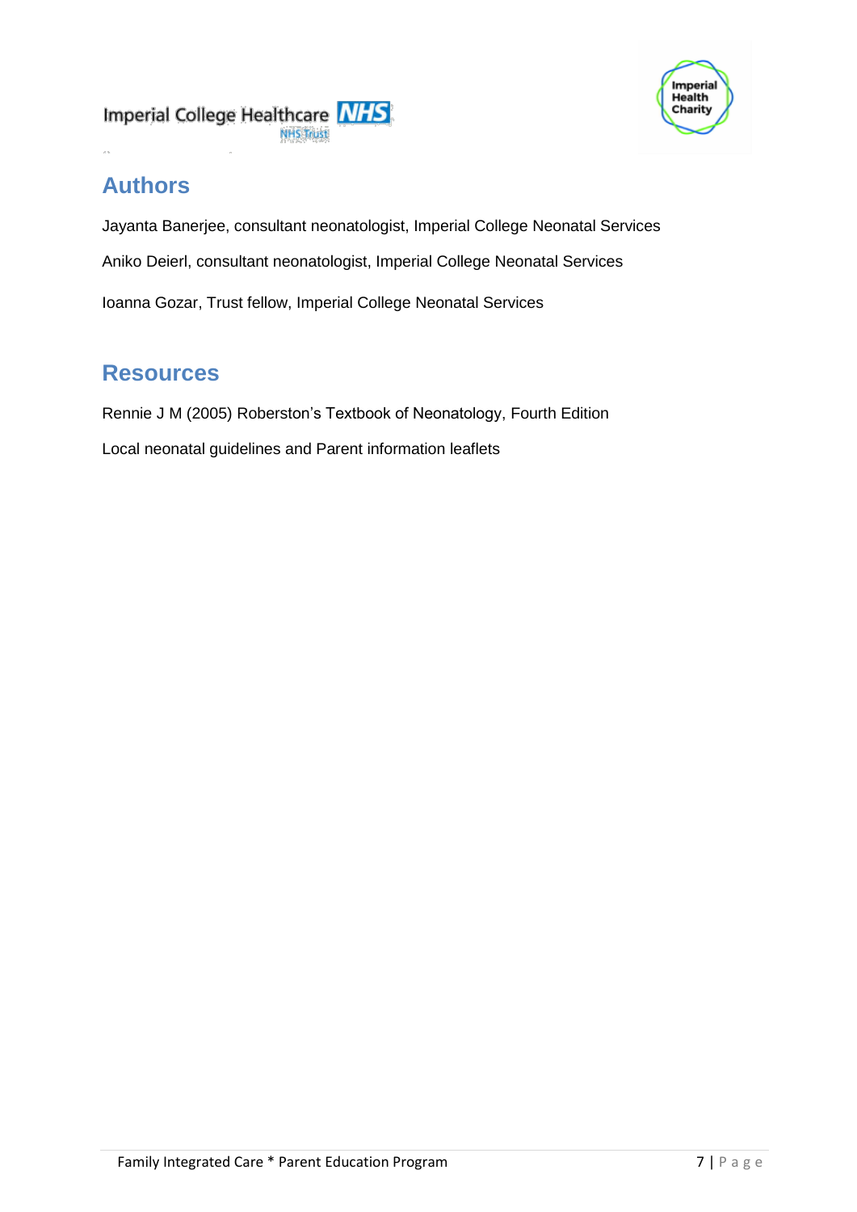## Authors

Jayanta Banerjee, consultant neonatologist, Imperial College Neonatal Services

Aniko Deierl, consultant neonatologist, Imperial College Neonatal Services

Ioanna Gozar, Trust fellow, Imperial College Neonatal Services

## Resources

Rennie J M (2005) Roberston's Textbook of Neonatology, Fourth Edition

Local neonatal guidelines and Parent information leaflets